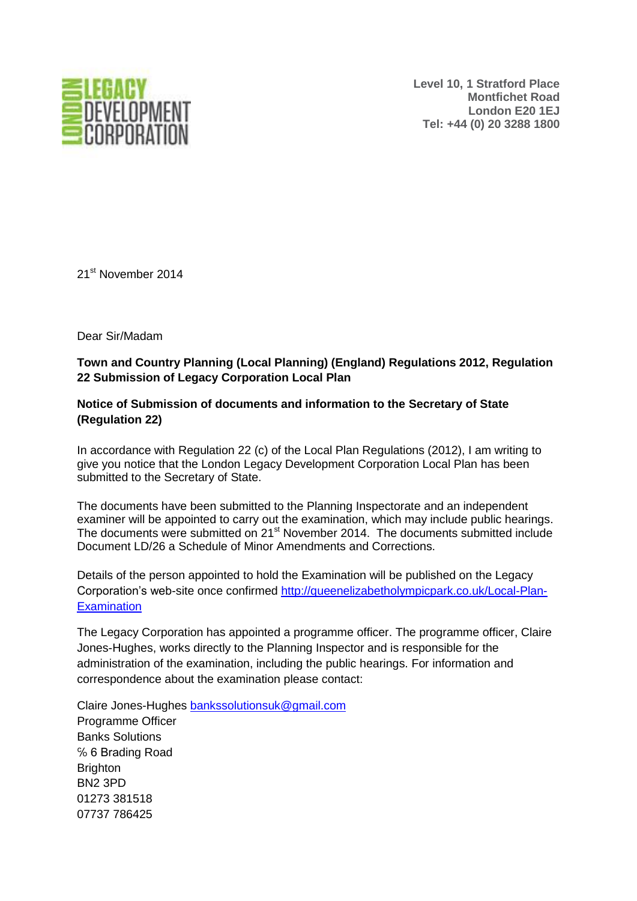LONDON LEGACY DEVELOPMENT CORPORATION

**Level 10, 1 Stratford Place**
**Montfichet Road**
**London E20 1EJ**
**Tel: +44 (0) 20 3288 1800**

21st November 2014

Dear Sir/Madam

**Town and Country Planning (Local Planning) (England) Regulations 2012, Regulation 22 Submission of Legacy Corporation Local Plan**

**Notice of Submission of documents and information to the Secretary of State (Regulation 22)**

In accordance with Regulation 22 (c) of the Local Plan Regulations (2012), I am writing to give you notice that the London Legacy Development Corporation Local Plan has been submitted to the Secretary of State.

The documents have been submitted to the Planning Inspectorate and an independent examiner will be appointed to carry out the examination, which may include public hearings. The documents were submitted on 21st November 2014. The documents submitted include Document LD/26 a Schedule of Minor Amendments and Corrections.

Details of the person appointed to hold the Examination will be published on the Legacy Corporation's web-site once confirmed http://queenelizabetholympicpark.co.uk/Local-Plan-Examination

The Legacy Corporation has appointed a programme officer. The programme officer, Claire Jones-Hughes, works directly to the Planning Inspector and is responsible for the administration of the examination, including the public hearings. For information and correspondence about the examination please contact:

Claire Jones-Hughes bankssolutionsuk@gmail.com
Programme Officer
Banks Solutions
℅ 6 Brading Road
Brighton
BN2 3PD
01273 381518
07737 786425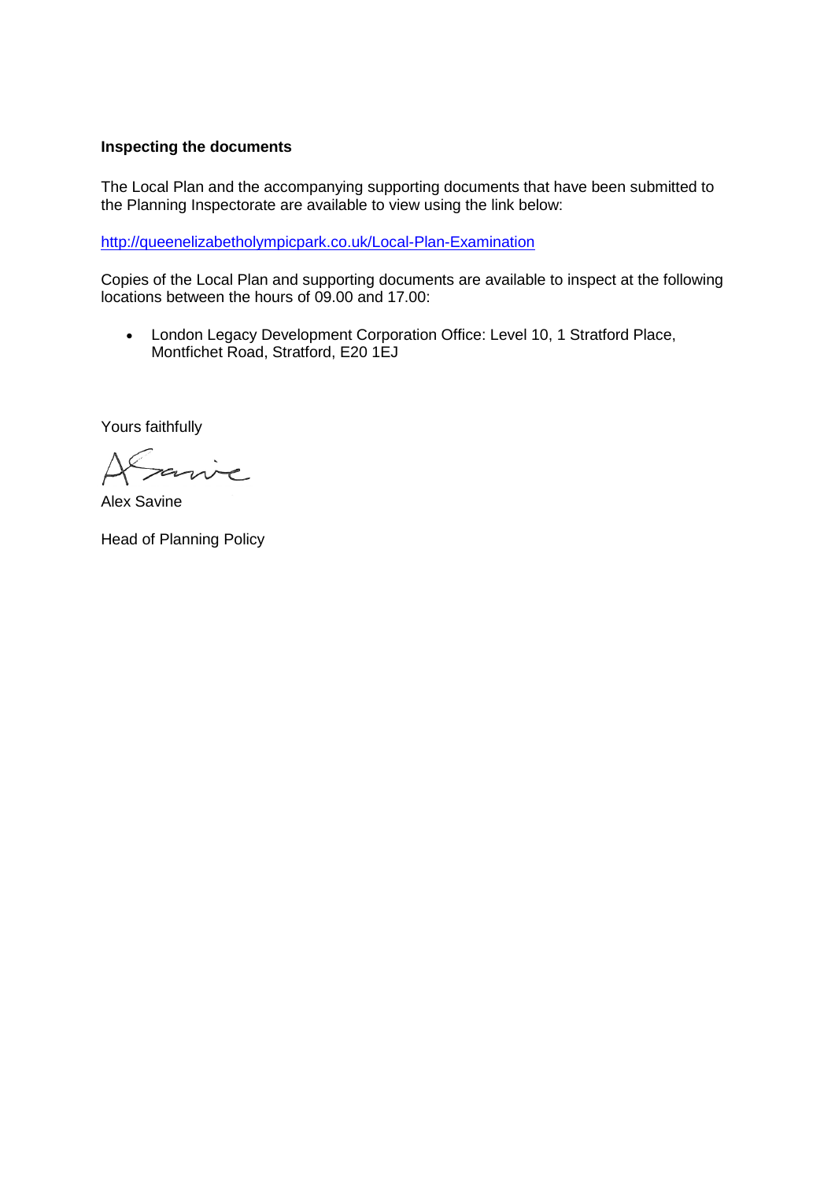**Inspecting the documents**

The Local Plan and the accompanying supporting documents that have been submitted to the Planning Inspectorate are available to view using the link below:

http://queenelizabetholympicpark.co.uk/Local-Plan-Examination

Copies of the Local Plan and supporting documents are available to inspect at the following locations between the hours of 09.00 and 17.00:

- London Legacy Development Corporation Office: Level 10, 1 Stratford Place, Montfichet Road, Stratford, E20 1EJ

Yours faithfully

Alex Savine

Head of Planning Policy